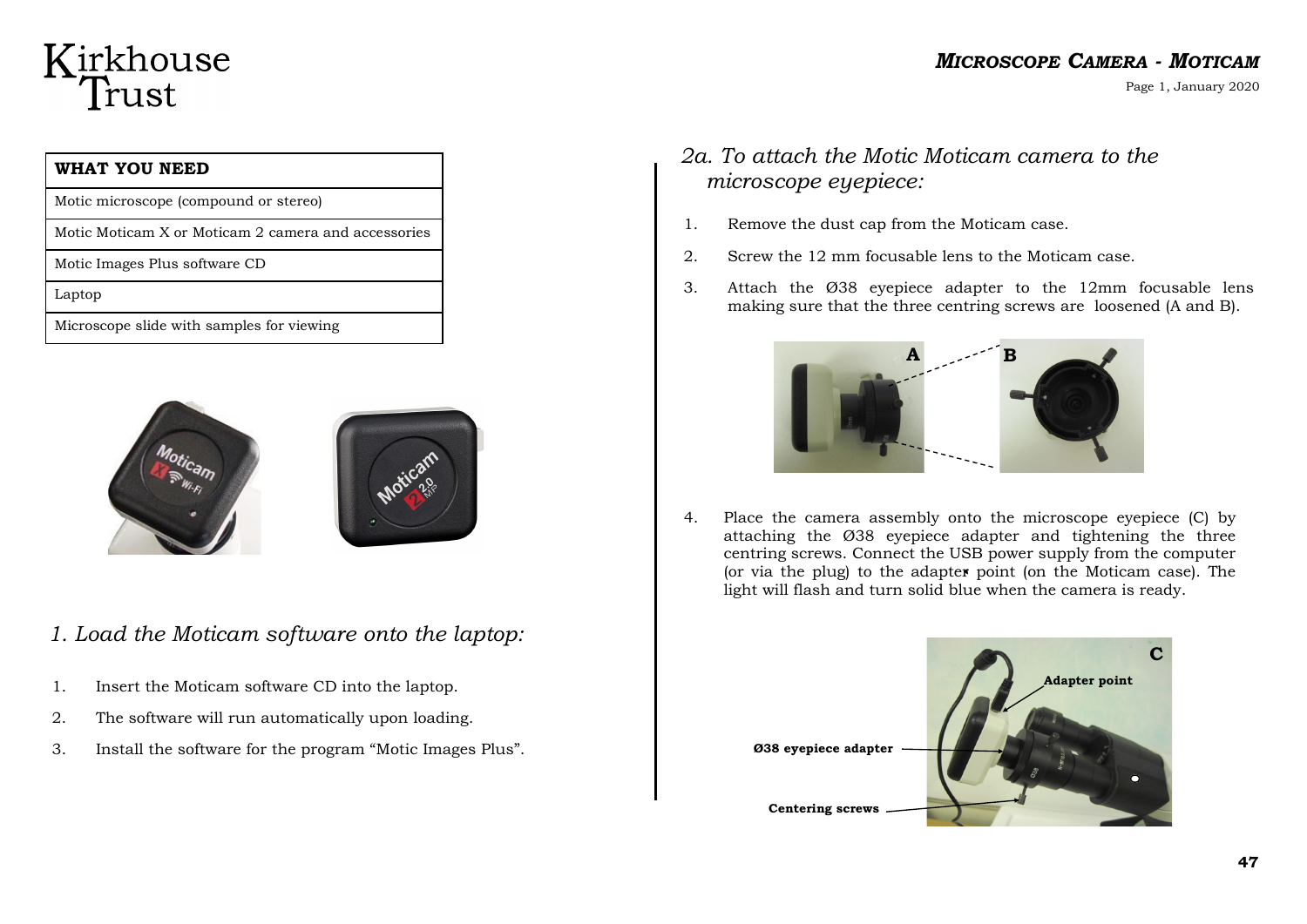Kirkhouse Trust

# MICROSCOPE CAMERA - MOTICAM

| WHAT YOU NEED |
| --- |
| Motic microscope (compound or stereo) |
| Motic Moticam X or Moticam 2 camera and accessories |
| Motic Images Plus software CD |
| Laptop |
| Microscope slide with samples for viewing |

## *1. Load the Moticam software onto the laptop:*

1. Insert the Moticam software CD into the laptop.
2. The software will run automatically upon loading.
3. Install the software for the program "Motic Images Plus".

## *2a. To attach the Motic Moticam camera to the microscope eyepiece:*

1. Remove the dust cap from the Moticam case.
2. Screw the 12 mm focusable lens to the Moticam case.
3. Attach the Ø38 eyepiece adapter to the 12mm focusable lens making sure that the three centring screws are loosened (A and B).
4. Place the camera assembly onto the microscope eyepiece (C) by attaching the Ø38 eyepiece adapter and tightening the three centring screws. Connect the USB power supply from the computer (or via the plug) to the adapter point (on the Moticam case). The light will flash and turn solid blue when the camera is ready.

Adapter point

Ø38 eyepiece adapter

Centering screws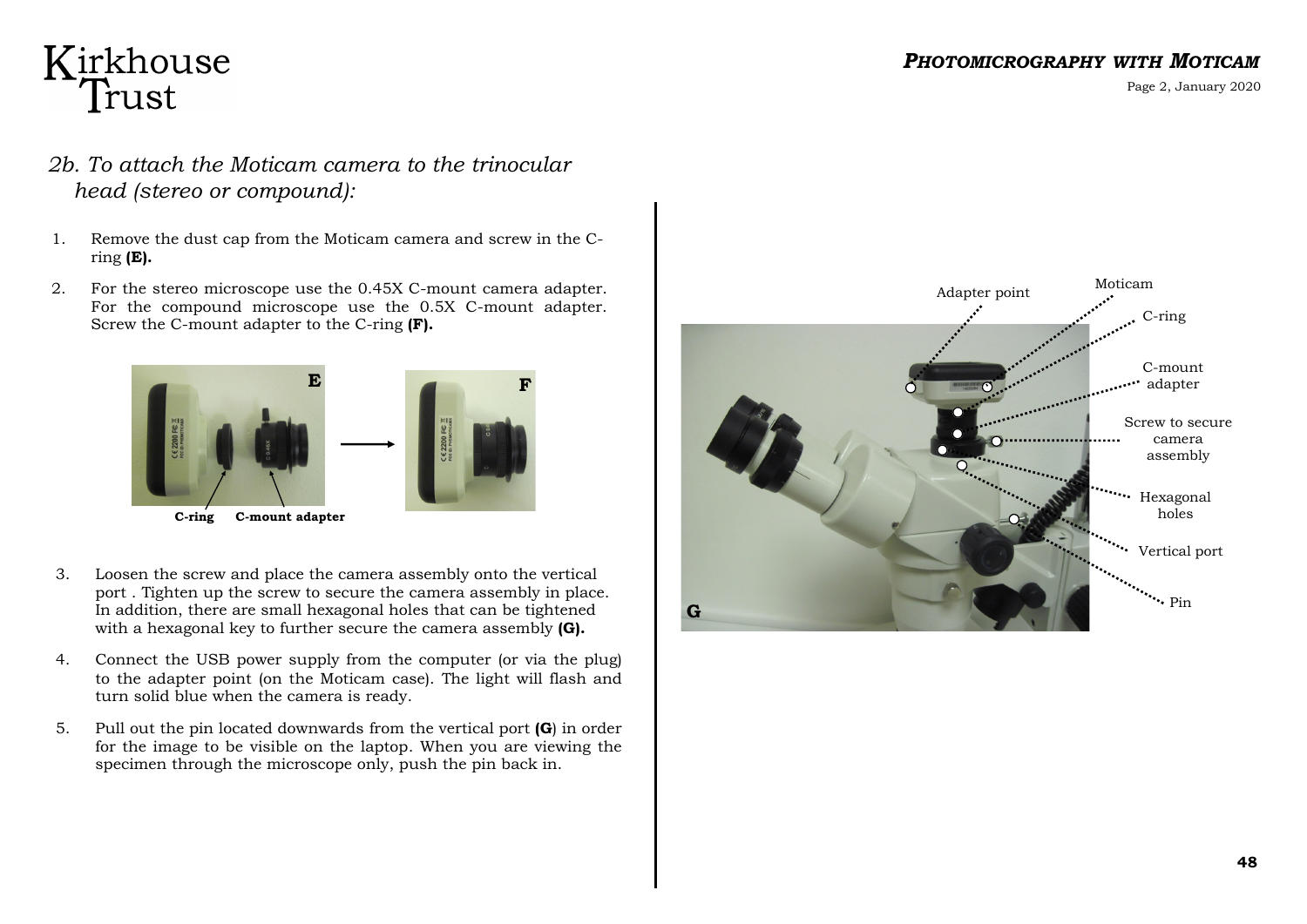## *2b. To attach the Moticam camera to the trinocular head (stereo or compound):*

1. Remove the dust cap from the Moticam camera and screw in the C-ring **(E).**
2. For the stereo microscope use the 0.45X C-mount camera adapter. For the compound microscope use the 0.5X C-mount adapter. Screw the C-mount adapter to the C-ring **(F).**

**C-ring** **C-mount adapter**

3. Loosen the screw and place the camera assembly onto the vertical port . Tighten up the screw to secure the camera assembly in place. In addition, there are small hexagonal holes that can be tightened with a hexagonal key to further secure the camera assembly **(G).**
4. Connect the USB power supply from the computer (or via the plug) to the adapter point (on the Moticam case). The light will flash and turn solid blue when the camera is ready.
5. Pull out the pin located downwards from the vertical port **(G**) in order for the image to be visible on the laptop. When you are viewing the specimen through the microscope only, push the pin back in.

Adapter point, Moticam, C-ring, C-mount adapter, Screw to secure camera assembly, Hexagonal holes, Vertical port, Pin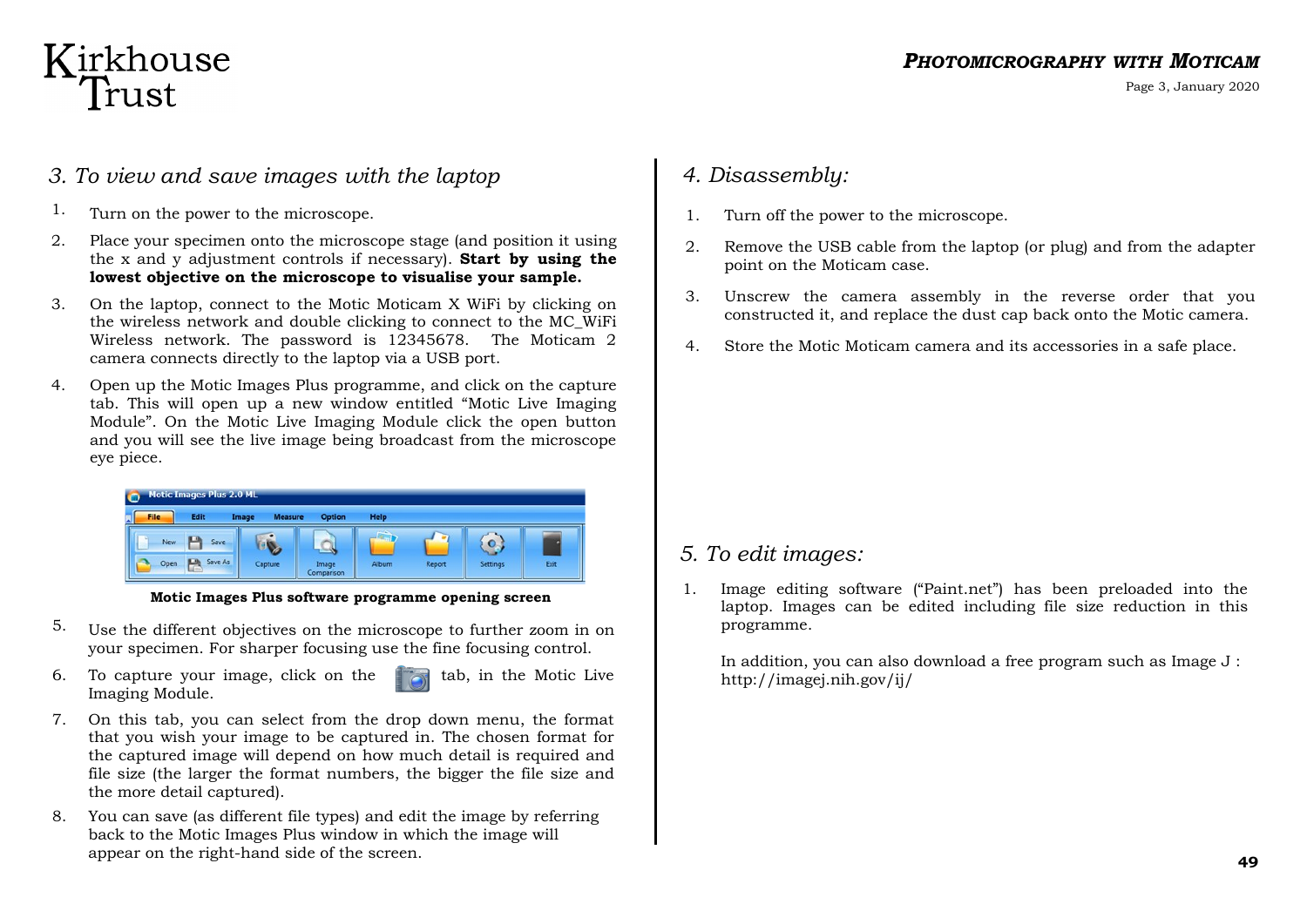## 3. To view and save images with the laptop

1. Turn on the power to the microscope.
2. Place your specimen onto the microscope stage (and position it using the x and y adjustment controls if necessary). **Start by using the lowest objective on the microscope to visualise your sample.**
3. On the laptop, connect to the Motic Moticam X WiFi by clicking on the wireless network and double clicking to connect to the MC_WiFi Wireless network. The password is 12345678. The Moticam 2 camera connects directly to the laptop via a USB port.
4. Open up the Motic Images Plus programme, and click on the capture tab. This will open up a new window entitled "Motic Live Imaging Module". On the Motic Live Imaging Module click the open button and you will see the live image being broadcast from the microscope eye piece.

**Motic Images Plus software programme opening screen**

5. Use the different objectives on the microscope to further zoom in on your specimen. For sharper focusing use the fine focusing control.
6. To capture your image, click on the tab, in the Motic Live Imaging Module.
7. On this tab, you can select from the drop down menu, the format that you wish your image to be captured in. The chosen format for the captured image will depend on how much detail is required and file size (the larger the format numbers, the bigger the file size and the more detail captured).
8. You can save (as different file types) and edit the image by referring back to the Motic Images Plus window in which the image will appear on the right-hand side of the screen.

## 4. Disassembly:

1. Turn off the power to the microscope.
2. Remove the USB cable from the laptop (or plug) and from the adapter point on the Moticam case.
3. Unscrew the camera assembly in the reverse order that you constructed it, and replace the dust cap back onto the Motic camera.
4. Store the Motic Moticam camera and its accessories in a safe place.

## 5. To edit images:

1. Image editing software ("Paint.net") has been preloaded into the laptop. Images can be edited including file size reduction in this programme.

   In addition, you can also download a free program such as Image J : http://imagej.nih.gov/ij/